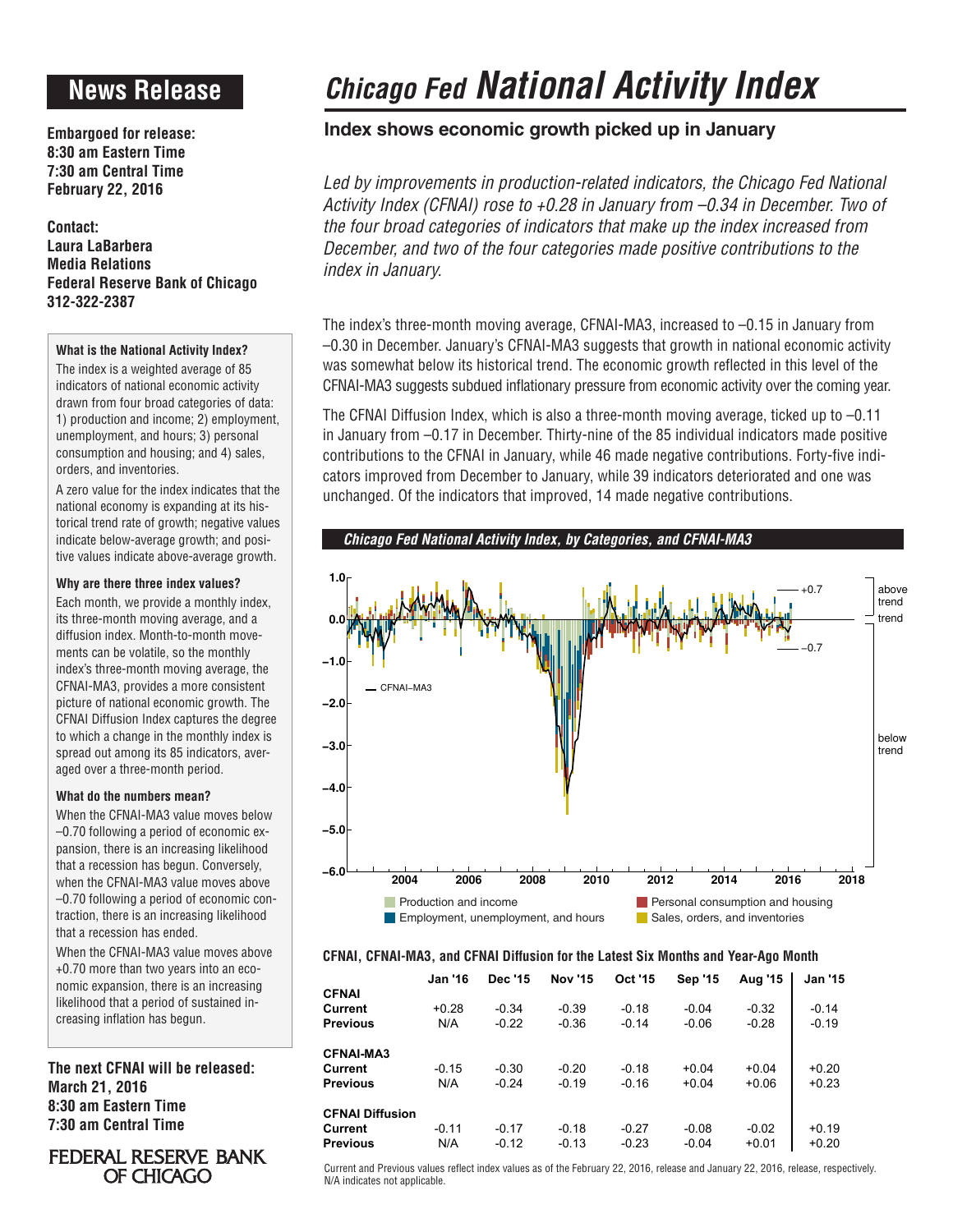# News Release

**Embargoed for release:**
**8:30 am Eastern Time**
**7:30 am Central Time**
**February 22, 2016**

**Contact:**
**Laura LaBarbera**
**Media Relations**
**Federal Reserve Bank of Chicago**
**312-322-2387**

#### What is the National Activity Index?

The index is a weighted average of 85 indicators of national economic activity drawn from four broad categories of data: 1) production and income; 2) employment, unemployment, and hours; 3) personal consumption and housing; and 4) sales, orders, and inventories.

A zero value for the index indicates that the national economy is expanding at its historical trend rate of growth; negative values indicate below-average growth; and positive values indicate above-average growth.

#### Why are there three index values?

Each month, we provide a monthly index, its three-month moving average, and a diffusion index. Month-to-month movements can be volatile, so the monthly index's three-month moving average, the CFNAI-MA3, provides a more consistent picture of national economic growth. The CFNAI Diffusion Index captures the degree to which a change in the monthly index is spread out among its 85 indicators, averaged over a three-month period.

#### What do the numbers mean?

When the CFNAI-MA3 value moves below –0.70 following a period of economic expansion, there is an increasing likelihood that a recession has begun. Conversely, when the CFNAI-MA3 value moves above –0.70 following a period of economic contraction, there is an increasing likelihood that a recession has ended.

When the CFNAI-MA3 value moves above +0.70 more than two years into an economic expansion, there is an increasing likelihood that a period of sustained increasing inflation has begun.

**The next CFNAI will be released:**
**March 21, 2016**
**8:30 am Eastern Time**
**7:30 am Central Time**

FEDERAL RESERVE BANK OF CHICAGO

# *Chicago Fed* National Activity Index

## Index shows economic growth picked up in January

*Led by improvements in production-related indicators, the Chicago Fed National Activity Index (CFNAI) rose to +0.28 in January from –0.34 in December. Two of the four broad categories of indicators that make up the index increased from December, and two of the four categories made positive contributions to the index in January.*

The index's three-month moving average, CFNAI-MA3, increased to –0.15 in January from –0.30 in December. January's CFNAI-MA3 suggests that growth in national economic activity was somewhat below its historical trend. The economic growth reflected in this level of the CFNAI-MA3 suggests subdued inflationary pressure from economic activity over the coming year.

The CFNAI Diffusion Index, which is also a three-month moving average, ticked up to –0.11 in January from –0.17 in December. Thirty-nine of the 85 individual indicators made positive contributions to the CFNAI in January, while 46 made negative contributions. Forty-five indicators improved from December to January, while 39 indicators deteriorated and one was unchanged. Of the indicators that improved, 14 made negative contributions.

***Chicago Fed National Activity Index, by Categories, and CFNAI-MA3***

Production and income · Employment, unemployment, and hours · Personal consumption and housing · Sales, orders, and inventories

**CFNAI, CFNAI-MA3, and CFNAI Diffusion for the Latest Six Months and Year-Ago Month**

| | Jan '16 | Dec '15 | Nov '15 | Oct '15 | Sep '15 | Aug '15 | Jan '15 |
|---|---|---|---|---|---|---|---|
| **CFNAI** | | | | | | | |
| **Current** | +0.28 | -0.34 | -0.39 | -0.18 | -0.04 | -0.32 | -0.14 |
| **Previous** | N/A | -0.22 | -0.36 | -0.14 | -0.06 | -0.28 | -0.19 |
| **CFNAI-MA3** | | | | | | | |
| **Current** | -0.15 | -0.30 | -0.20 | -0.18 | +0.04 | +0.04 | +0.20 |
| **Previous** | N/A | -0.24 | -0.19 | -0.16 | +0.04 | +0.06 | +0.23 |
| **CFNAI Diffusion** | | | | | | | |
| **Current** | -0.11 | -0.17 | -0.18 | -0.27 | -0.08 | -0.02 | +0.19 |
| **Previous** | N/A | -0.12 | -0.13 | -0.23 | -0.04 | +0.01 | +0.20 |

Current and Previous values reflect index values as of the February 22, 2016, release and January 22, 2016, release, respectively. N/A indicates not applicable.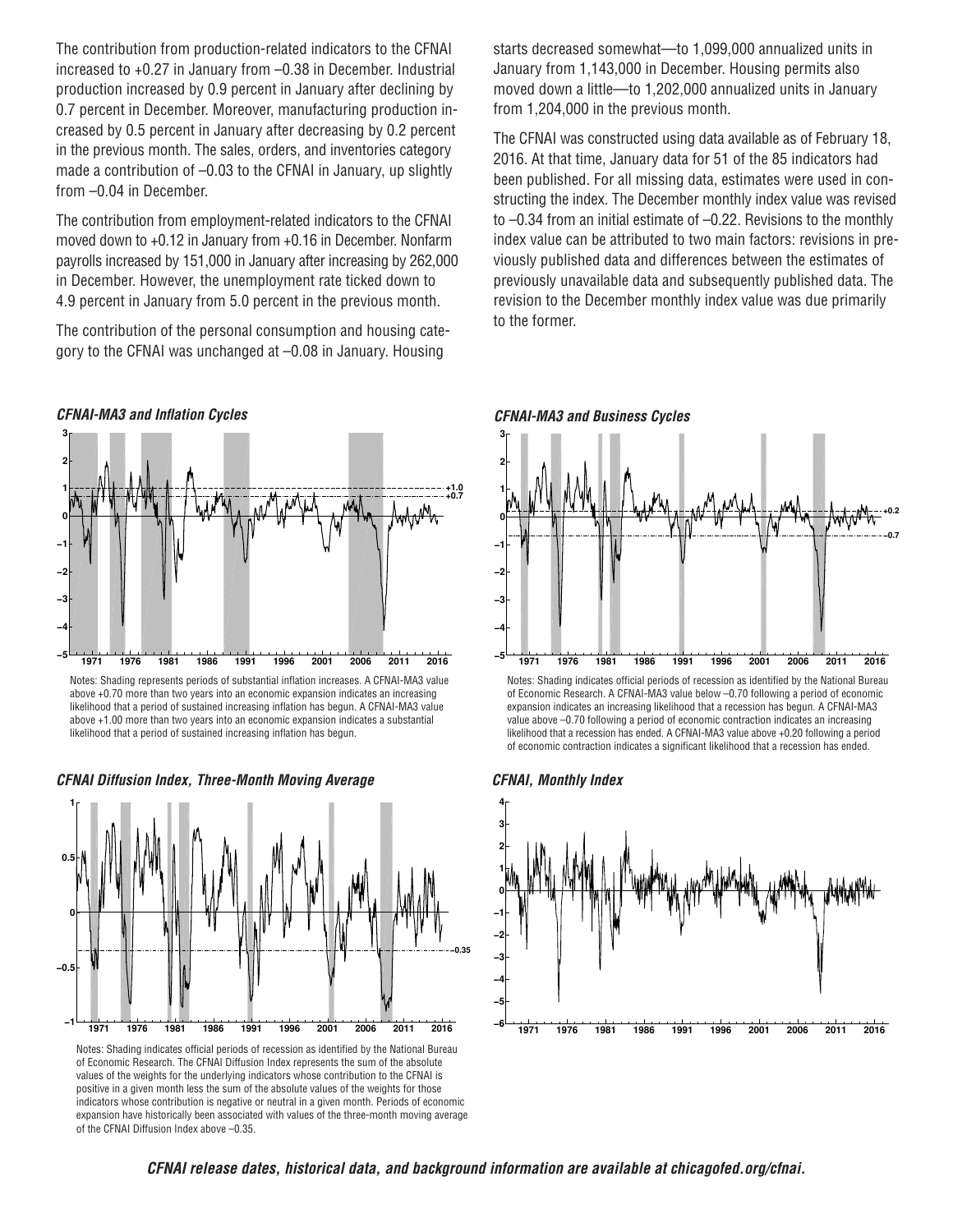The contribution from production-related indicators to the CFNAI increased to +0.27 in January from –0.38 in December. Industrial production increased by 0.9 percent in January after declining by 0.7 percent in December. Moreover, manufacturing production increased by 0.5 percent in January after decreasing by 0.2 percent in the previous month. The sales, orders, and inventories category made a contribution of –0.03 to the CFNAI in January, up slightly from –0.04 in December.

The contribution from employment-related indicators to the CFNAI moved down to +0.12 in January from +0.16 in December. Nonfarm payrolls increased by 151,000 in January after increasing by 262,000 in December. However, the unemployment rate ticked down to 4.9 percent in January from 5.0 percent in the previous month.

The contribution of the personal consumption and housing category to the CFNAI was unchanged at –0.08 in January. Housing starts decreased somewhat—to 1,099,000 annualized units in January from 1,143,000 in December. Housing permits also moved down a little—to 1,202,000 annualized units in January from 1,204,000 in the previous month.

The CFNAI was constructed using data available as of February 18, 2016. At that time, January data for 51 of the 85 indicators had been published. For all missing data, estimates were used in constructing the index. The December monthly index value was revised to –0.34 from an initial estimate of –0.22. Revisions to the monthly index value can be attributed to two main factors: revisions in previously published data and differences between the estimates of previously unavailable data and subsequently published data. The revision to the December monthly index value was due primarily to the former.

***CFNAI-MA3 and Inflation Cycles***

3
2
1
0
–1
–2
–3
–4
–5
+1.0
+0.7
1971 1976 1981 1986 1991 1996 2001 2006 2011 2016

Notes: Shading represents periods of substantial inflation increases. A CFNAI-MA3 value above +0.70 more than two years into an economic expansion indicates an increasing likelihood that a period of sustained increasing inflation has begun. A CFNAI-MA3 value above +1.00 more than two years into an economic expansion indicates a substantial likelihood that a period of sustained increasing inflation has begun.

***CFNAI-MA3 and Business Cycles***

3
2
1
0
–1
–2
–3
–4
–5
+0.2
–0.7
1971 1976 1981 1986 1991 1996 2001 2006 2011 2016

Notes: Shading indicates official periods of recession as identified by the National Bureau of Economic Research. A CFNAI-MA3 value below –0.70 following a period of economic expansion indicates an increasing likelihood that a recession has begun. A CFNAI-MA3 value above –0.70 following a period of economic contraction indicates an increasing likelihood that a recession has ended. A CFNAI-MA3 value above +0.20 following a period of economic contraction indicates a significant likelihood that a recession has ended.

***CFNAI Diffusion Index, Three-Month Moving Average***

1
0.5
0
–0.5
–1
–0.35
1971 1976 1981 1986 1991 1996 2001 2006 2011 2016

Notes: Shading indicates official periods of recession as identified by the National Bureau of Economic Research. The CFNAI Diffusion Index represents the sum of the absolute values of the weights for the underlying indicators whose contribution to the CFNAI is positive in a given month less the sum of the absolute values of the weights for those indicators whose contribution is negative or neutral in a given month. Periods of economic expansion have historically been associated with values of the three-month moving average of the CFNAI Diffusion Index above –0.35.

***CFNAI, Monthly Index***

4
3
2
1
0
–1
–2
–3
–4
–5
–6
1971 1976 1981 1986 1991 1996 2001 2006 2011 2016

***CFNAI release dates, historical data, and background information are available at chicagofed.org/cfnai.***